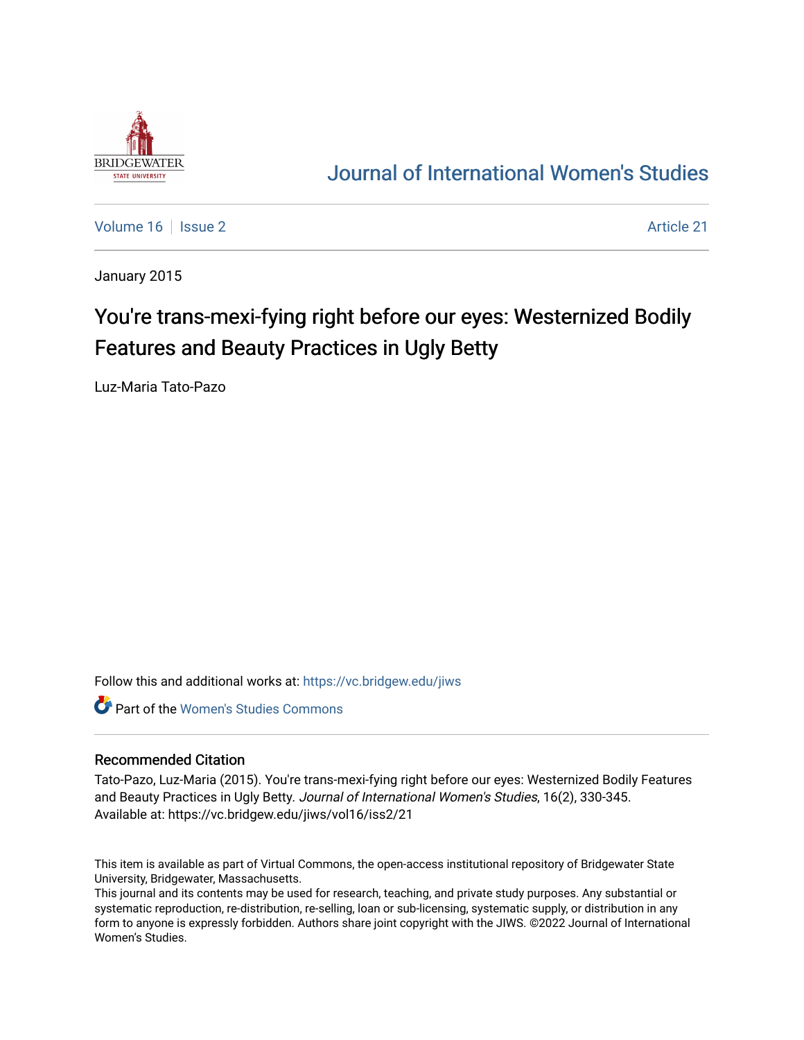BRIDGEWATER STATE UNIVERSITY

# Journal of International Women's Studies

Volume 16 | Issue 2 | Article 21

January 2015

# You're trans-mexi-fying right before our eyes: Westernized Bodily Features and Beauty Practices in Ugly Betty

Luz-Maria Tato-Pazo

Follow this and additional works at: https://vc.bridgew.edu/jiws

Part of the Women's Studies Commons

## Recommended Citation

Tato-Pazo, Luz-Maria (2015). You're trans-mexi-fying right before our eyes: Westernized Bodily Features and Beauty Practices in Ugly Betty. *Journal of International Women's Studies*, 16(2), 330-345.
Available at: https://vc.bridgew.edu/jiws/vol16/iss2/21

This item is available as part of Virtual Commons, the open-access institutional repository of Bridgewater State University, Bridgewater, Massachusetts.
This journal and its contents may be used for research, teaching, and private study purposes. Any substantial or systematic reproduction, re-distribution, re-selling, loan or sub-licensing, systematic supply, or distribution in any form to anyone is expressly forbidden. Authors share joint copyright with the JIWS. ©2022 Journal of International Women's Studies.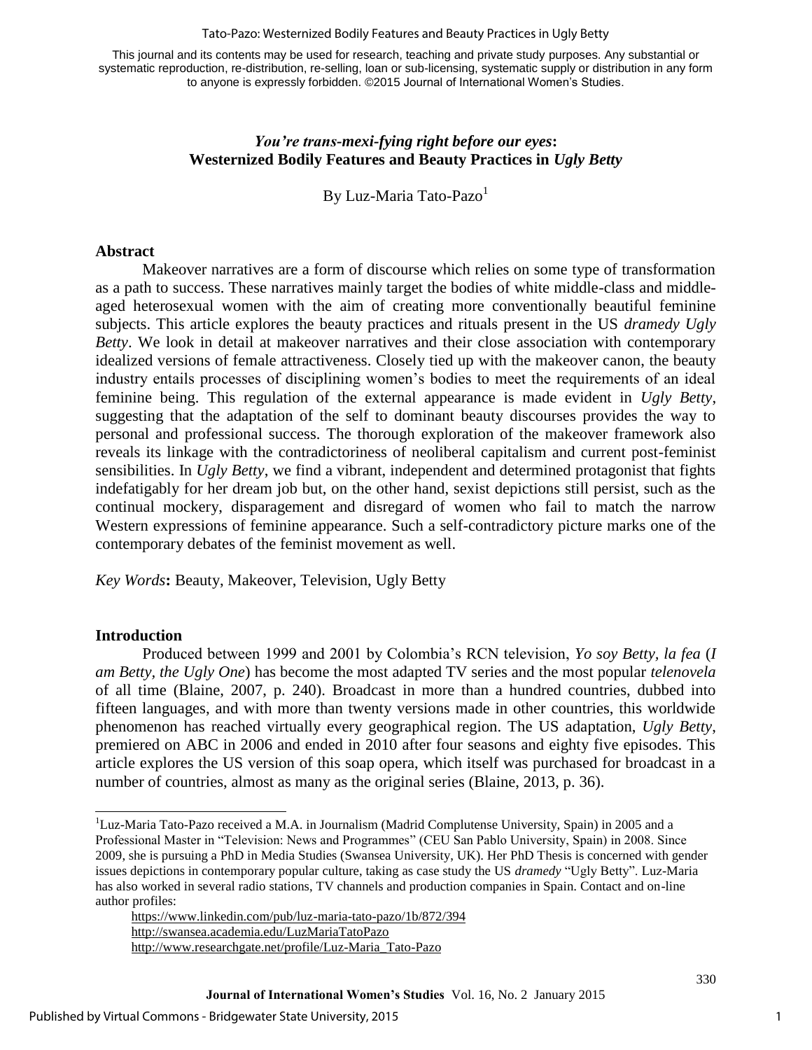This journal and its contents may be used for research, teaching and private study purposes. Any substantial or systematic reproduction, re-distribution, re-selling, loan or sub-licensing, systematic supply or distribution in any form to anyone is expressly forbidden. ©2015 Journal of International Women's Studies.

# *You're trans-mexi-fying right before our eyes*: Westernized Bodily Features and Beauty Practices in *Ugly Betty*

By Luz-Maria Tato-Pazo[1]

## Abstract

Makeover narratives are a form of discourse which relies on some type of transformation as a path to success. These narratives mainly target the bodies of white middle-class and middle-aged heterosexual women with the aim of creating more conventionally beautiful feminine subjects. This article explores the beauty practices and rituals present in the US *dramedy Ugly Betty*. We look in detail at makeover narratives and their close association with contemporary idealized versions of female attractiveness. Closely tied up with the makeover canon, the beauty industry entails processes of disciplining women's bodies to meet the requirements of an ideal feminine being. This regulation of the external appearance is made evident in *Ugly Betty*, suggesting that the adaptation of the self to dominant beauty discourses provides the way to personal and professional success. The thorough exploration of the makeover framework also reveals its linkage with the contradictoriness of neoliberal capitalism and current post-feminist sensibilities. In *Ugly Betty*, we find a vibrant, independent and determined protagonist that fights indefatigably for her dream job but, on the other hand, sexist depictions still persist, such as the continual mockery, disparagement and disregard of women who fail to match the narrow Western expressions of feminine appearance. Such a self-contradictory picture marks one of the contemporary debates of the feminist movement as well.

*Key Words*: Beauty, Makeover, Television, Ugly Betty

## Introduction

Produced between 1999 and 2001 by Colombia's RCN television, *Yo soy Betty, la fea* (*I am Betty, the Ugly One*) has become the most adapted TV series and the most popular *telenovela* of all time (Blaine, 2007, p. 240). Broadcast in more than a hundred countries, dubbed into fifteen languages, and with more than twenty versions made in other countries, this worldwide phenomenon has reached virtually every geographical region. The US adaptation, *Ugly Betty*, premiered on ABC in 2006 and ended in 2010 after four seasons and eighty five episodes. This article explores the US version of this soap opera, which itself was purchased for broadcast in a number of countries, almost as many as the original series (Blaine, 2013, p. 36).

---

[1] Luz-Maria Tato-Pazo received a M.A. in Journalism (Madrid Complutense University, Spain) in 2005 and a Professional Master in "Television: News and Programmes" (CEU San Pablo University, Spain) in 2008. Since 2009, she is pursuing a PhD in Media Studies (Swansea University, UK). Her PhD Thesis is concerned with gender issues depictions in contemporary popular culture, taking as case study the US *dramedy* "Ugly Betty". Luz-Maria has also worked in several radio stations, TV channels and production companies in Spain. Contact and on-line author profiles:

https://www.linkedin.com/pub/luz-maria-tato-pazo/1b/872/394
http://swansea.academia.edu/LuzMariaTatoPazo
http://www.researchgate.net/profile/Luz-Maria_Tato-Pazo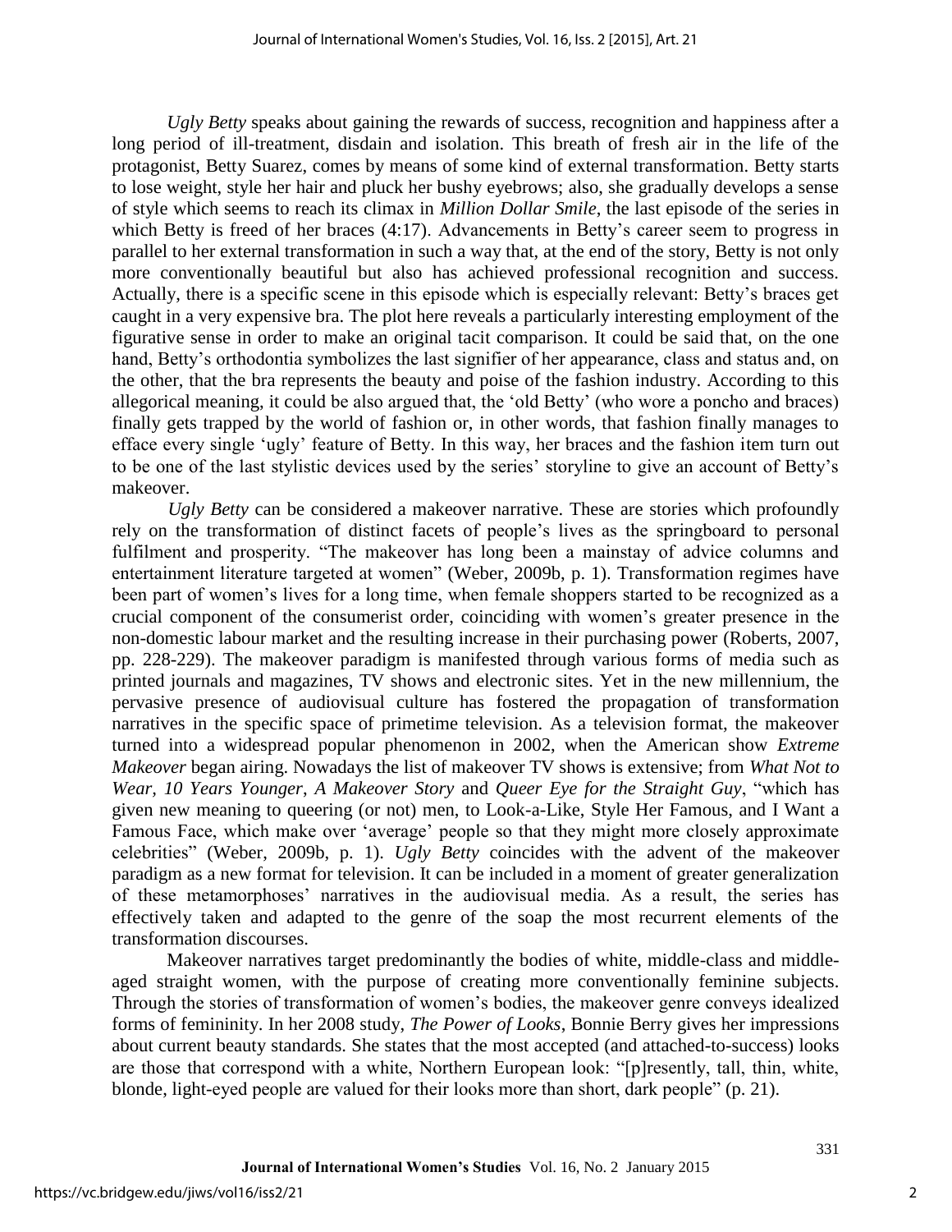*Ugly Betty* speaks about gaining the rewards of success, recognition and happiness after a long period of ill-treatment, disdain and isolation. This breath of fresh air in the life of the protagonist, Betty Suarez, comes by means of some kind of external transformation. Betty starts to lose weight, style her hair and pluck her bushy eyebrows; also, she gradually develops a sense of style which seems to reach its climax in *Million Dollar Smile*, the last episode of the series in which Betty is freed of her braces (4:17). Advancements in Betty's career seem to progress in parallel to her external transformation in such a way that, at the end of the story, Betty is not only more conventionally beautiful but also has achieved professional recognition and success. Actually, there is a specific scene in this episode which is especially relevant: Betty's braces get caught in a very expensive bra. The plot here reveals a particularly interesting employment of the figurative sense in order to make an original tacit comparison. It could be said that, on the one hand, Betty's orthodontia symbolizes the last signifier of her appearance, class and status and, on the other, that the bra represents the beauty and poise of the fashion industry. According to this allegorical meaning, it could be also argued that, the 'old Betty' (who wore a poncho and braces) finally gets trapped by the world of fashion or, in other words, that fashion finally manages to efface every single 'ugly' feature of Betty. In this way, her braces and the fashion item turn out to be one of the last stylistic devices used by the series' storyline to give an account of Betty's makeover.

*Ugly Betty* can be considered a makeover narrative. These are stories which profoundly rely on the transformation of distinct facets of people's lives as the springboard to personal fulfilment and prosperity. "The makeover has long been a mainstay of advice columns and entertainment literature targeted at women" (Weber, 2009b, p. 1). Transformation regimes have been part of women's lives for a long time, when female shoppers started to be recognized as a crucial component of the consumerist order, coinciding with women's greater presence in the non-domestic labour market and the resulting increase in their purchasing power (Roberts, 2007, pp. 228-229). The makeover paradigm is manifested through various forms of media such as printed journals and magazines, TV shows and electronic sites. Yet in the new millennium, the pervasive presence of audiovisual culture has fostered the propagation of transformation narratives in the specific space of primetime television. As a television format, the makeover turned into a widespread popular phenomenon in 2002, when the American show *Extreme Makeover* began airing. Nowadays the list of makeover TV shows is extensive; from *What Not to Wear, 10 Years Younger*, *A Makeover Story* and *Queer Eye for the Straight Guy*, "which has given new meaning to queering (or not) men, to Look-a-Like, Style Her Famous, and I Want a Famous Face, which make over 'average' people so that they might more closely approximate celebrities" (Weber, 2009b, p. 1). *Ugly Betty* coincides with the advent of the makeover paradigm as a new format for television. It can be included in a moment of greater generalization of these metamorphoses' narratives in the audiovisual media. As a result, the series has effectively taken and adapted to the genre of the soap the most recurrent elements of the transformation discourses.

Makeover narratives target predominantly the bodies of white, middle-class and middle-aged straight women, with the purpose of creating more conventionally feminine subjects. Through the stories of transformation of women's bodies, the makeover genre conveys idealized forms of femininity. In her 2008 study, *The Power of Looks*, Bonnie Berry gives her impressions about current beauty standards. She states that the most accepted (and attached-to-success) looks are those that correspond with a white, Northern European look: "[p]resently, tall, thin, white, blonde, light-eyed people are valued for their looks more than short, dark people" (p. 21).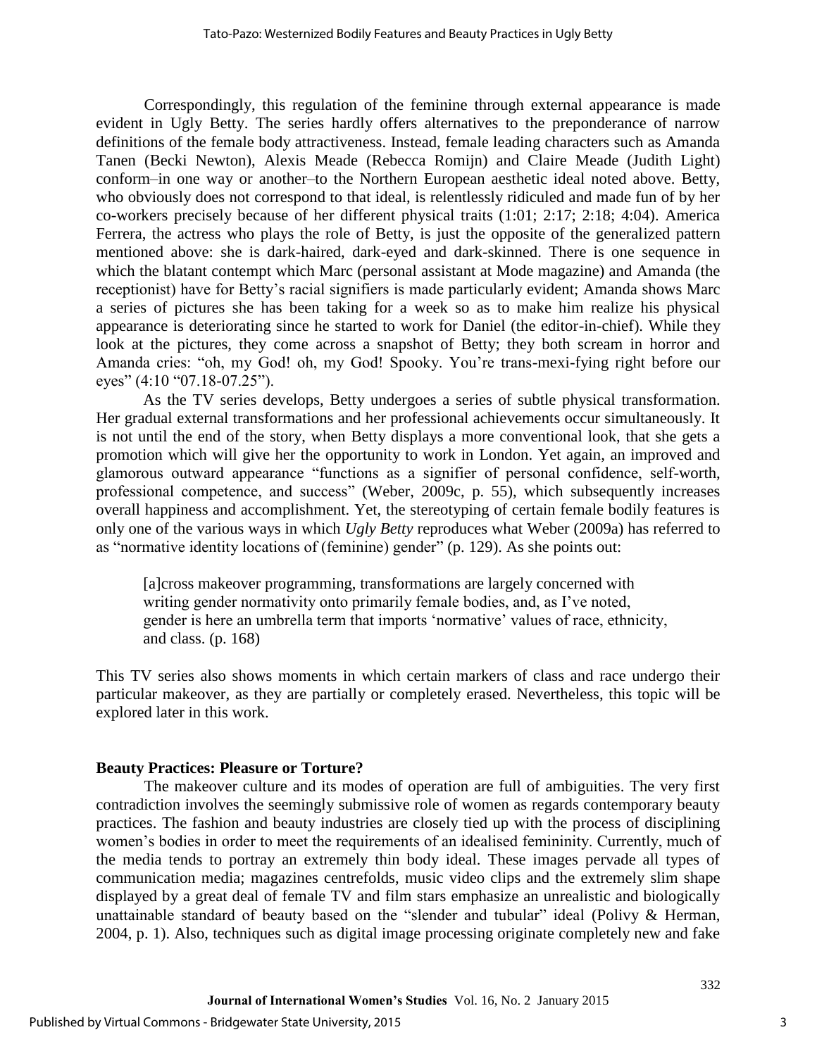Correspondingly, this regulation of the feminine through external appearance is made evident in Ugly Betty. The series hardly offers alternatives to the preponderance of narrow definitions of the female body attractiveness. Instead, female leading characters such as Amanda Tanen (Becki Newton), Alexis Meade (Rebecca Romijn) and Claire Meade (Judith Light) conform–in one way or another–to the Northern European aesthetic ideal noted above. Betty, who obviously does not correspond to that ideal, is relentlessly ridiculed and made fun of by her co-workers precisely because of her different physical traits (1:01; 2:17; 2:18; 4:04). America Ferrera, the actress who plays the role of Betty, is just the opposite of the generalized pattern mentioned above: she is dark-haired, dark-eyed and dark-skinned. There is one sequence in which the blatant contempt which Marc (personal assistant at Mode magazine) and Amanda (the receptionist) have for Betty's racial signifiers is made particularly evident; Amanda shows Marc a series of pictures she has been taking for a week so as to make him realize his physical appearance is deteriorating since he started to work for Daniel (the editor-in-chief). While they look at the pictures, they come across a snapshot of Betty; they both scream in horror and Amanda cries: "oh, my God! oh, my God! Spooky. You're trans-mexi-fying right before our eyes" (4:10 "07.18-07.25").

As the TV series develops, Betty undergoes a series of subtle physical transformation. Her gradual external transformations and her professional achievements occur simultaneously. It is not until the end of the story, when Betty displays a more conventional look, that she gets a promotion which will give her the opportunity to work in London. Yet again, an improved and glamorous outward appearance "functions as a signifier of personal confidence, self-worth, professional competence, and success" (Weber, 2009c, p. 55), which subsequently increases overall happiness and accomplishment. Yet, the stereotyping of certain female bodily features is only one of the various ways in which *Ugly Betty* reproduces what Weber (2009a) has referred to as "normative identity locations of (feminine) gender" (p. 129). As she points out:

> [a]cross makeover programming, transformations are largely concerned with writing gender normativity onto primarily female bodies, and, as I've noted, gender is here an umbrella term that imports 'normative' values of race, ethnicity, and class. (p. 168)

This TV series also shows moments in which certain markers of class and race undergo their particular makeover, as they are partially or completely erased. Nevertheless, this topic will be explored later in this work.

## Beauty Practices: Pleasure or Torture?

The makeover culture and its modes of operation are full of ambiguities. The very first contradiction involves the seemingly submissive role of women as regards contemporary beauty practices. The fashion and beauty industries are closely tied up with the process of disciplining women's bodies in order to meet the requirements of an idealised femininity. Currently, much of the media tends to portray an extremely thin body ideal. These images pervade all types of communication media; magazines centrefolds, music video clips and the extremely slim shape displayed by a great deal of female TV and film stars emphasize an unrealistic and biologically unattainable standard of beauty based on the "slender and tubular" ideal (Polivy & Herman, 2004, p. 1). Also, techniques such as digital image processing originate completely new and fake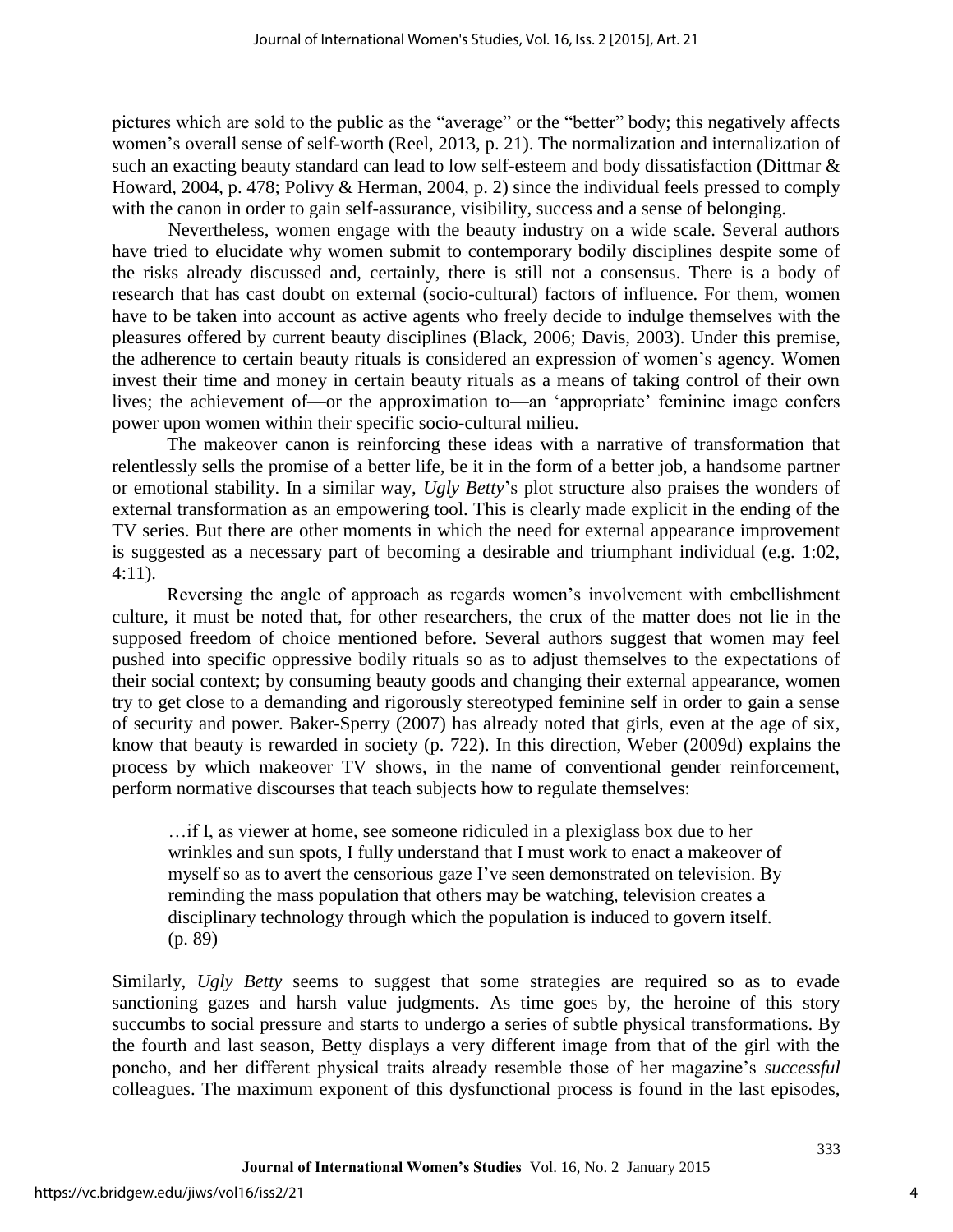pictures which are sold to the public as the "average" or the "better" body; this negatively affects women's overall sense of self-worth (Reel, 2013, p. 21). The normalization and internalization of such an exacting beauty standard can lead to low self-esteem and body dissatisfaction (Dittmar & Howard, 2004, p. 478; Polivy & Herman, 2004, p. 2) since the individual feels pressed to comply with the canon in order to gain self-assurance, visibility, success and a sense of belonging.

Nevertheless, women engage with the beauty industry on a wide scale. Several authors have tried to elucidate why women submit to contemporary bodily disciplines despite some of the risks already discussed and, certainly, there is still not a consensus. There is a body of research that has cast doubt on external (socio-cultural) factors of influence. For them, women have to be taken into account as active agents who freely decide to indulge themselves with the pleasures offered by current beauty disciplines (Black, 2006; Davis, 2003). Under this premise, the adherence to certain beauty rituals is considered an expression of women's agency. Women invest their time and money in certain beauty rituals as a means of taking control of their own lives; the achievement of—or the approximation to—an 'appropriate' feminine image confers power upon women within their specific socio-cultural milieu.

The makeover canon is reinforcing these ideas with a narrative of transformation that relentlessly sells the promise of a better life, be it in the form of a better job, a handsome partner or emotional stability. In a similar way, *Ugly Betty*'s plot structure also praises the wonders of external transformation as an empowering tool. This is clearly made explicit in the ending of the TV series. But there are other moments in which the need for external appearance improvement is suggested as a necessary part of becoming a desirable and triumphant individual (e.g. 1:02, 4:11).

Reversing the angle of approach as regards women's involvement with embellishment culture, it must be noted that, for other researchers, the crux of the matter does not lie in the supposed freedom of choice mentioned before. Several authors suggest that women may feel pushed into specific oppressive bodily rituals so as to adjust themselves to the expectations of their social context; by consuming beauty goods and changing their external appearance, women try to get close to a demanding and rigorously stereotyped feminine self in order to gain a sense of security and power. Baker-Sperry (2007) has already noted that girls, even at the age of six, know that beauty is rewarded in society (p. 722). In this direction, Weber (2009d) explains the process by which makeover TV shows, in the name of conventional gender reinforcement, perform normative discourses that teach subjects how to regulate themselves:

> …if I, as viewer at home, see someone ridiculed in a plexiglass box due to her wrinkles and sun spots, I fully understand that I must work to enact a makeover of myself so as to avert the censorious gaze I've seen demonstrated on television. By reminding the mass population that others may be watching, television creates a disciplinary technology through which the population is induced to govern itself. (p. 89)

Similarly, *Ugly Betty* seems to suggest that some strategies are required so as to evade sanctioning gazes and harsh value judgments. As time goes by, the heroine of this story succumbs to social pressure and starts to undergo a series of subtle physical transformations. By the fourth and last season, Betty displays a very different image from that of the girl with the poncho, and her different physical traits already resemble those of her magazine's *successful* colleagues. The maximum exponent of this dysfunctional process is found in the last episodes,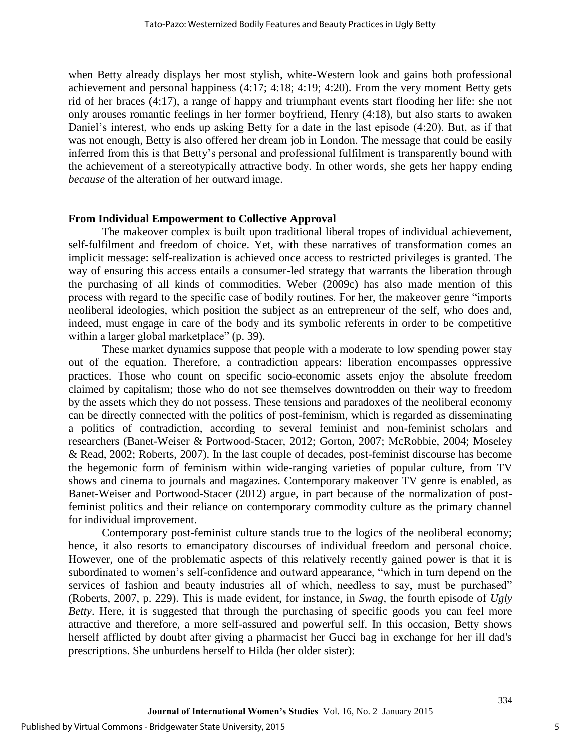when Betty already displays her most stylish, white-Western look and gains both professional achievement and personal happiness (4:17; 4:18; 4:19; 4:20). From the very moment Betty gets rid of her braces (4:17), a range of happy and triumphant events start flooding her life: she not only arouses romantic feelings in her former boyfriend, Henry (4:18), but also starts to awaken Daniel's interest, who ends up asking Betty for a date in the last episode (4:20). But, as if that was not enough, Betty is also offered her dream job in London. The message that could be easily inferred from this is that Betty's personal and professional fulfilment is transparently bound with the achievement of a stereotypically attractive body. In other words, she gets her happy ending *because* of the alteration of her outward image.

**From Individual Empowerment to Collective Approval**

The makeover complex is built upon traditional liberal tropes of individual achievement, self-fulfilment and freedom of choice. Yet, with these narratives of transformation comes an implicit message: self-realization is achieved once access to restricted privileges is granted. The way of ensuring this access entails a consumer-led strategy that warrants the liberation through the purchasing of all kinds of commodities. Weber (2009c) has also made mention of this process with regard to the specific case of bodily routines. For her, the makeover genre "imports neoliberal ideologies, which position the subject as an entrepreneur of the self, who does and, indeed, must engage in care of the body and its symbolic referents in order to be competitive within a larger global marketplace" (p. 39).

These market dynamics suppose that people with a moderate to low spending power stay out of the equation. Therefore, a contradiction appears: liberation encompasses oppressive practices. Those who count on specific socio-economic assets enjoy the absolute freedom claimed by capitalism; those who do not see themselves downtrodden on their way to freedom by the assets which they do not possess. These tensions and paradoxes of the neoliberal economy can be directly connected with the politics of post-feminism, which is regarded as disseminating a politics of contradiction, according to several feminist–and non-feminist–scholars and researchers (Banet-Weiser & Portwood-Stacer, 2012; Gorton, 2007; McRobbie, 2004; Moseley & Read, 2002; Roberts, 2007). In the last couple of decades, post-feminist discourse has become the hegemonic form of feminism within wide-ranging varieties of popular culture, from TV shows and cinema to journals and magazines. Contemporary makeover TV genre is enabled, as Banet-Weiser and Portwood-Stacer (2012) argue, in part because of the normalization of post-feminist politics and their reliance on contemporary commodity culture as the primary channel for individual improvement.

Contemporary post-feminist culture stands true to the logics of the neoliberal economy; hence, it also resorts to emancipatory discourses of individual freedom and personal choice. However, one of the problematic aspects of this relatively recently gained power is that it is subordinated to women's self-confidence and outward appearance, "which in turn depend on the services of fashion and beauty industries–all of which, needless to say, must be purchased" (Roberts, 2007, p. 229). This is made evident, for instance, in *Swag*, the fourth episode of *Ugly Betty*. Here, it is suggested that through the purchasing of specific goods you can feel more attractive and therefore, a more self-assured and powerful self. In this occasion, Betty shows herself afflicted by doubt after giving a pharmacist her Gucci bag in exchange for her ill dad's prescriptions. She unburdens herself to Hilda (her older sister):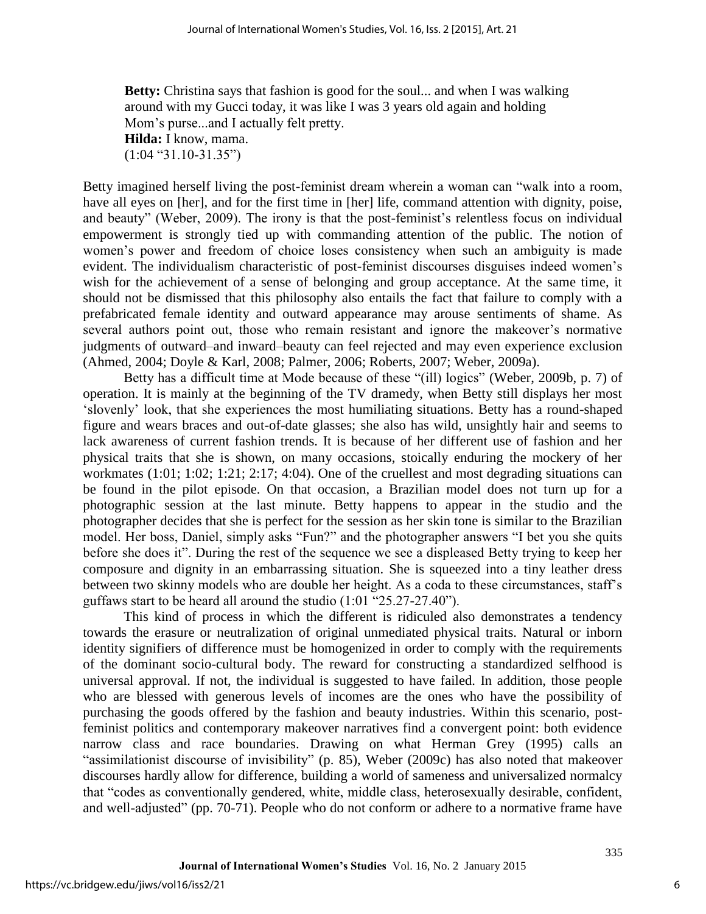> **Betty:** Christina says that fashion is good for the soul... and when I was walking around with my Gucci today, it was like I was 3 years old again and holding Mom's purse...and I actually felt pretty.
> **Hilda:** I know, mama.
> (1:04 "31.10-31.35")

Betty imagined herself living the post-feminist dream wherein a woman can "walk into a room, have all eyes on [her], and for the first time in [her] life, command attention with dignity, poise, and beauty" (Weber, 2009). The irony is that the post-feminist's relentless focus on individual empowerment is strongly tied up with commanding attention of the public. The notion of women's power and freedom of choice loses consistency when such an ambiguity is made evident. The individualism characteristic of post-feminist discourses disguises indeed women's wish for the achievement of a sense of belonging and group acceptance. At the same time, it should not be dismissed that this philosophy also entails the fact that failure to comply with a prefabricated female identity and outward appearance may arouse sentiments of shame. As several authors point out, those who remain resistant and ignore the makeover's normative judgments of outward–and inward–beauty can feel rejected and may even experience exclusion (Ahmed, 2004; Doyle & Karl, 2008; Palmer, 2006; Roberts, 2007; Weber, 2009a).

Betty has a difficult time at Mode because of these "(ill) logics" (Weber, 2009b, p. 7) of operation. It is mainly at the beginning of the TV dramedy, when Betty still displays her most 'slovenly' look, that she experiences the most humiliating situations. Betty has a round-shaped figure and wears braces and out-of-date glasses; she also has wild, unsightly hair and seems to lack awareness of current fashion trends. It is because of her different use of fashion and her physical traits that she is shown, on many occasions, stoically enduring the mockery of her workmates (1:01; 1:02; 1:21; 2:17; 4:04). One of the cruellest and most degrading situations can be found in the pilot episode. On that occasion, a Brazilian model does not turn up for a photographic session at the last minute. Betty happens to appear in the studio and the photographer decides that she is perfect for the session as her skin tone is similar to the Brazilian model. Her boss, Daniel, simply asks "Fun?" and the photographer answers "I bet you she quits before she does it". During the rest of the sequence we see a displeased Betty trying to keep her composure and dignity in an embarrassing situation. She is squeezed into a tiny leather dress between two skinny models who are double her height. As a coda to these circumstances, staff's guffaws start to be heard all around the studio (1:01 "25.27-27.40").

This kind of process in which the different is ridiculed also demonstrates a tendency towards the erasure or neutralization of original unmediated physical traits. Natural or inborn identity signifiers of difference must be homogenized in order to comply with the requirements of the dominant socio-cultural body. The reward for constructing a standardized selfhood is universal approval. If not, the individual is suggested to have failed. In addition, those people who are blessed with generous levels of incomes are the ones who have the possibility of purchasing the goods offered by the fashion and beauty industries. Within this scenario, post-feminist politics and contemporary makeover narratives find a convergent point: both evidence narrow class and race boundaries. Drawing on what Herman Grey (1995) calls an "assimilationist discourse of invisibility" (p. 85), Weber (2009c) has also noted that makeover discourses hardly allow for difference, building a world of sameness and universalized normalcy that "codes as conventionally gendered, white, middle class, heterosexually desirable, confident, and well-adjusted" (pp. 70-71). People who do not conform or adhere to a normative frame have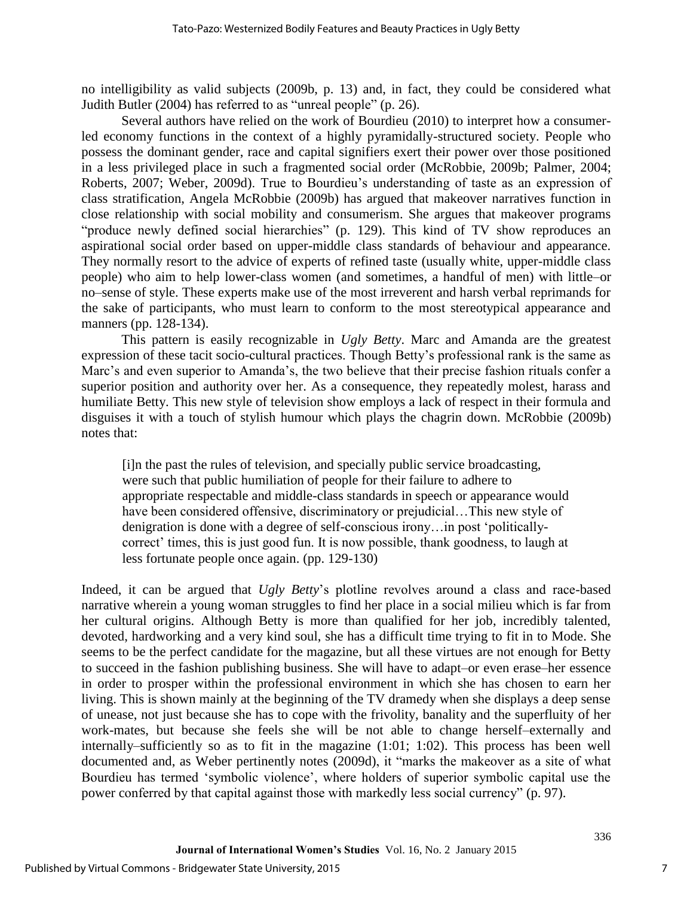no intelligibility as valid subjects (2009b, p. 13) and, in fact, they could be considered what Judith Butler (2004) has referred to as "unreal people" (p. 26).

Several authors have relied on the work of Bourdieu (2010) to interpret how a consumer-led economy functions in the context of a highly pyramidally-structured society. People who possess the dominant gender, race and capital signifiers exert their power over those positioned in a less privileged place in such a fragmented social order (McRobbie, 2009b; Palmer, 2004; Roberts, 2007; Weber, 2009d). True to Bourdieu's understanding of taste as an expression of class stratification, Angela McRobbie (2009b) has argued that makeover narratives function in close relationship with social mobility and consumerism. She argues that makeover programs "produce newly defined social hierarchies" (p. 129). This kind of TV show reproduces an aspirational social order based on upper-middle class standards of behaviour and appearance. They normally resort to the advice of experts of refined taste (usually white, upper-middle class people) who aim to help lower-class women (and sometimes, a handful of men) with little–or no–sense of style. These experts make use of the most irreverent and harsh verbal reprimands for the sake of participants, who must learn to conform to the most stereotypical appearance and manners (pp. 128-134).

This pattern is easily recognizable in *Ugly Betty*. Marc and Amanda are the greatest expression of these tacit socio-cultural practices. Though Betty's professional rank is the same as Marc's and even superior to Amanda's, the two believe that their precise fashion rituals confer a superior position and authority over her. As a consequence, they repeatedly molest, harass and humiliate Betty. This new style of television show employs a lack of respect in their formula and disguises it with a touch of stylish humour which plays the chagrin down. McRobbie (2009b) notes that:

> [i]n the past the rules of television, and specially public service broadcasting, were such that public humiliation of people for their failure to adhere to appropriate respectable and middle-class standards in speech or appearance would have been considered offensive, discriminatory or prejudicial…This new style of denigration is done with a degree of self-conscious irony…in post 'politically-correct' times, this is just good fun. It is now possible, thank goodness, to laugh at less fortunate people once again. (pp. 129-130)

Indeed, it can be argued that *Ugly Betty*'s plotline revolves around a class and race-based narrative wherein a young woman struggles to find her place in a social milieu which is far from her cultural origins. Although Betty is more than qualified for her job, incredibly talented, devoted, hardworking and a very kind soul, she has a difficult time trying to fit in to Mode. She seems to be the perfect candidate for the magazine, but all these virtues are not enough for Betty to succeed in the fashion publishing business. She will have to adapt–or even erase–her essence in order to prosper within the professional environment in which she has chosen to earn her living. This is shown mainly at the beginning of the TV dramedy when she displays a deep sense of unease, not just because she has to cope with the frivolity, banality and the superfluity of her work-mates, but because she feels she will be not able to change herself–externally and internally–sufficiently so as to fit in the magazine (1:01; 1:02). This process has been well documented and, as Weber pertinently notes (2009d), it "marks the makeover as a site of what Bourdieu has termed 'symbolic violence', where holders of superior symbolic capital use the power conferred by that capital against those with markedly less social currency" (p. 97).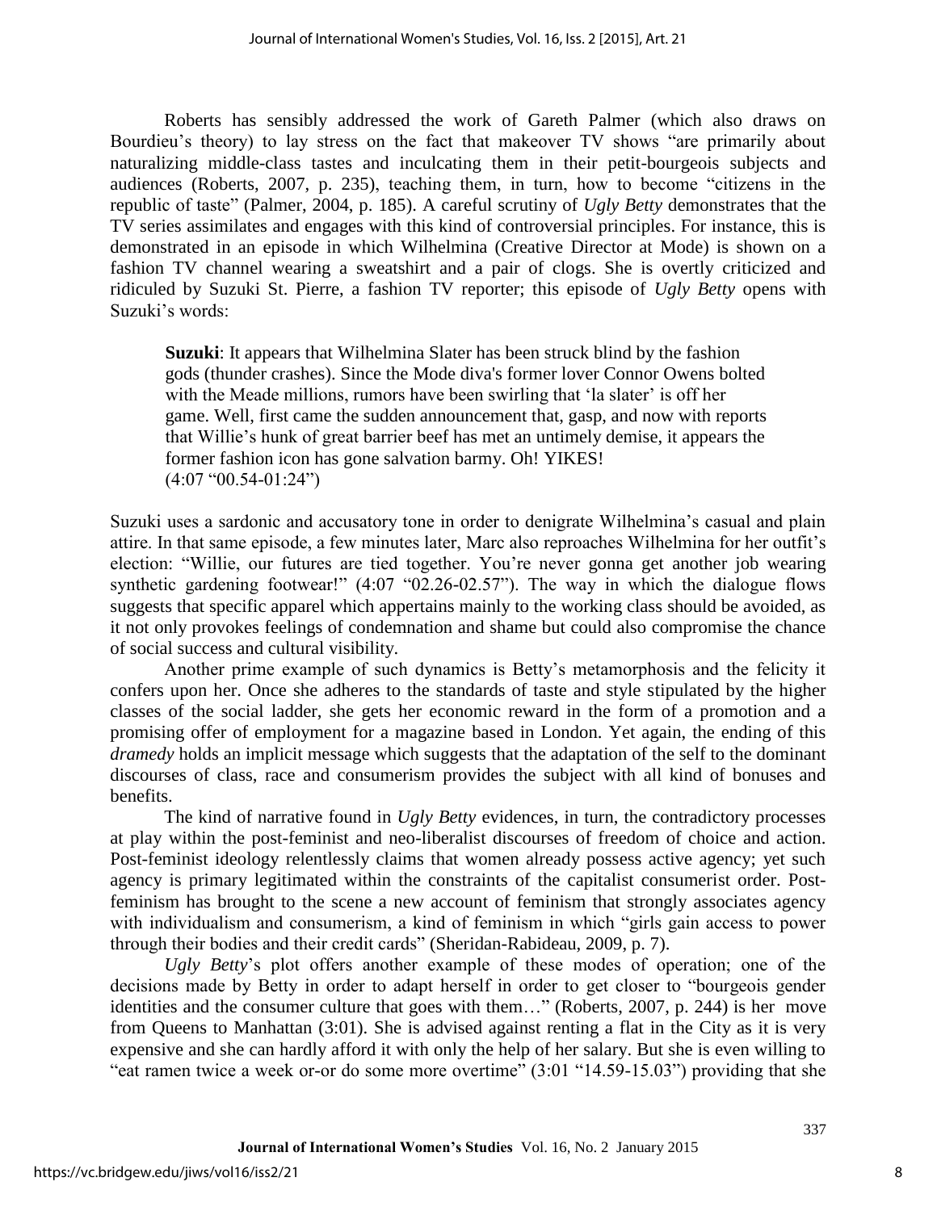Roberts has sensibly addressed the work of Gareth Palmer (which also draws on Bourdieu's theory) to lay stress on the fact that makeover TV shows "are primarily about naturalizing middle-class tastes and inculcating them in their petit-bourgeois subjects and audiences (Roberts, 2007, p. 235), teaching them, in turn, how to become "citizens in the republic of taste" (Palmer, 2004, p. 185). A careful scrutiny of *Ugly Betty* demonstrates that the TV series assimilates and engages with this kind of controversial principles. For instance, this is demonstrated in an episode in which Wilhelmina (Creative Director at Mode) is shown on a fashion TV channel wearing a sweatshirt and a pair of clogs. She is overtly criticized and ridiculed by Suzuki St. Pierre, a fashion TV reporter; this episode of *Ugly Betty* opens with Suzuki's words:

> **Suzuki**: It appears that Wilhelmina Slater has been struck blind by the fashion gods (thunder crashes). Since the Mode diva's former lover Connor Owens bolted with the Meade millions, rumors have been swirling that 'la slater' is off her game. Well, first came the sudden announcement that, gasp, and now with reports that Willie's hunk of great barrier beef has met an untimely demise, it appears the former fashion icon has gone salvation barmy. Oh! YIKES!
> (4:07 "00.54-01:24")

Suzuki uses a sardonic and accusatory tone in order to denigrate Wilhelmina's casual and plain attire. In that same episode, a few minutes later, Marc also reproaches Wilhelmina for her outfit's election: "Willie, our futures are tied together. You're never gonna get another job wearing synthetic gardening footwear!" (4:07 "02.26-02.57"). The way in which the dialogue flows suggests that specific apparel which appertains mainly to the working class should be avoided, as it not only provokes feelings of condemnation and shame but could also compromise the chance of social success and cultural visibility.

Another prime example of such dynamics is Betty's metamorphosis and the felicity it confers upon her. Once she adheres to the standards of taste and style stipulated by the higher classes of the social ladder, she gets her economic reward in the form of a promotion and a promising offer of employment for a magazine based in London. Yet again, the ending of this *dramedy* holds an implicit message which suggests that the adaptation of the self to the dominant discourses of class, race and consumerism provides the subject with all kind of bonuses and benefits.

The kind of narrative found in *Ugly Betty* evidences, in turn, the contradictory processes at play within the post-feminist and neo-liberalist discourses of freedom of choice and action. Post-feminist ideology relentlessly claims that women already possess active agency; yet such agency is primary legitimated within the constraints of the capitalist consumerist order. Post-feminism has brought to the scene a new account of feminism that strongly associates agency with individualism and consumerism, a kind of feminism in which "girls gain access to power through their bodies and their credit cards" (Sheridan-Rabideau, 2009, p. 7).

*Ugly Betty*'s plot offers another example of these modes of operation; one of the decisions made by Betty in order to adapt herself in order to get closer to "bourgeois gender identities and the consumer culture that goes with them…" (Roberts, 2007, p. 244) is her move from Queens to Manhattan (3:01). She is advised against renting a flat in the City as it is very expensive and she can hardly afford it with only the help of her salary. But she is even willing to "eat ramen twice a week or-or do some more overtime" (3:01 "14.59-15.03") providing that she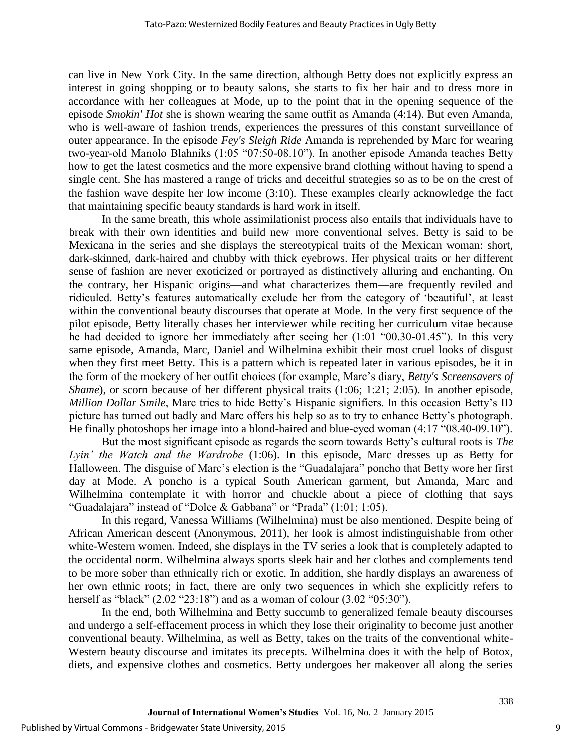can live in New York City. In the same direction, although Betty does not explicitly express an interest in going shopping or to beauty salons, she starts to fix her hair and to dress more in accordance with her colleagues at Mode, up to the point that in the opening sequence of the episode *Smokin' Hot* she is shown wearing the same outfit as Amanda (4:14). But even Amanda, who is well-aware of fashion trends, experiences the pressures of this constant surveillance of outer appearance. In the episode *Fey's Sleigh Ride* Amanda is reprehended by Marc for wearing two-year-old Manolo Blahniks (1:05 "07:50-08.10"). In another episode Amanda teaches Betty how to get the latest cosmetics and the more expensive brand clothing without having to spend a single cent. She has mastered a range of tricks and deceitful strategies so as to be on the crest of the fashion wave despite her low income (3:10). These examples clearly acknowledge the fact that maintaining specific beauty standards is hard work in itself.

In the same breath, this whole assimilationist process also entails that individuals have to break with their own identities and build new–more conventional–selves. Betty is said to be Mexicana in the series and she displays the stereotypical traits of the Mexican woman: short, dark-skinned, dark-haired and chubby with thick eyebrows. Her physical traits or her different sense of fashion are never exoticized or portrayed as distinctively alluring and enchanting. On the contrary, her Hispanic origins—and what characterizes them—are frequently reviled and ridiculed. Betty's features automatically exclude her from the category of 'beautiful', at least within the conventional beauty discourses that operate at Mode. In the very first sequence of the pilot episode, Betty literally chases her interviewer while reciting her curriculum vitae because he had decided to ignore her immediately after seeing her (1:01 "00.30-01.45"). In this very same episode, Amanda, Marc, Daniel and Wilhelmina exhibit their most cruel looks of disgust when they first meet Betty. This is a pattern which is repeated later in various episodes, be it in the form of the mockery of her outfit choices (for example, Marc's diary, *Betty's Screensavers of Shame*), or scorn because of her different physical traits (1:06; 1:21; 2:05). In another episode, *Million Dollar Smile*, Marc tries to hide Betty's Hispanic signifiers. In this occasion Betty's ID picture has turned out badly and Marc offers his help so as to try to enhance Betty's photograph. He finally photoshops her image into a blond-haired and blue-eyed woman (4:17 "08.40-09.10").

But the most significant episode as regards the scorn towards Betty's cultural roots is *The Lyin' the Watch and the Wardrobe* (1:06). In this episode, Marc dresses up as Betty for Halloween. The disguise of Marc's election is the "Guadalajara" poncho that Betty wore her first day at Mode. A poncho is a typical South American garment, but Amanda, Marc and Wilhelmina contemplate it with horror and chuckle about a piece of clothing that says "Guadalajara" instead of "Dolce & Gabbana" or "Prada" (1:01; 1:05).

In this regard, Vanessa Williams (Wilhelmina) must be also mentioned. Despite being of African American descent (Anonymous, 2011), her look is almost indistinguishable from other white-Western women. Indeed, she displays in the TV series a look that is completely adapted to the occidental norm. Wilhelmina always sports sleek hair and her clothes and complements tend to be more sober than ethnically rich or exotic. In addition, she hardly displays an awareness of her own ethnic roots; in fact, there are only two sequences in which she explicitly refers to herself as "black" (2.02 "23:18") and as a woman of colour (3.02 "05:30").

In the end, both Wilhelmina and Betty succumb to generalized female beauty discourses and undergo a self-effacement process in which they lose their originality to become just another conventional beauty. Wilhelmina, as well as Betty, takes on the traits of the conventional white-Western beauty discourse and imitates its precepts. Wilhelmina does it with the help of Botox, diets, and expensive clothes and cosmetics. Betty undergoes her makeover all along the series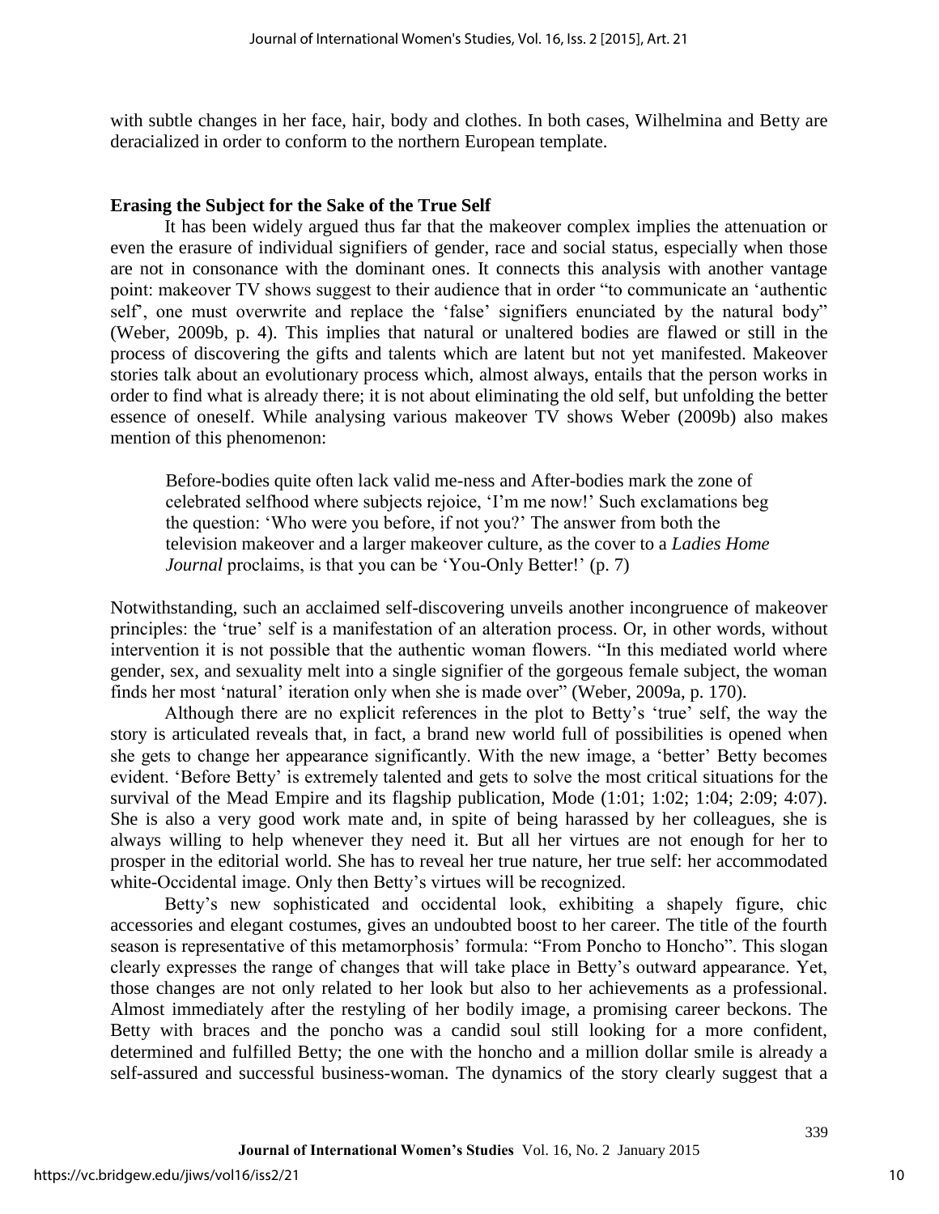with subtle changes in her face, hair, body and clothes. In both cases, Wilhelmina and Betty are deracialized in order to conform to the northern European template.

## Erasing the Subject for the Sake of the True Self

It has been widely argued thus far that the makeover complex implies the attenuation or even the erasure of individual signifiers of gender, race and social status, especially when those are not in consonance with the dominant ones. It connects this analysis with another vantage point: makeover TV shows suggest to their audience that in order "to communicate an 'authentic self', one must overwrite and replace the 'false' signifiers enunciated by the natural body" (Weber, 2009b, p. 4). This implies that natural or unaltered bodies are flawed or still in the process of discovering the gifts and talents which are latent but not yet manifested. Makeover stories talk about an evolutionary process which, almost always, entails that the person works in order to find what is already there; it is not about eliminating the old self, but unfolding the better essence of oneself. While analysing various makeover TV shows Weber (2009b) also makes mention of this phenomenon:

> Before-bodies quite often lack valid me-ness and After-bodies mark the zone of celebrated selfhood where subjects rejoice, 'I'm me now!' Such exclamations beg the question: 'Who were you before, if not you?' The answer from both the television makeover and a larger makeover culture, as the cover to a *Ladies Home Journal* proclaims, is that you can be 'You-Only Better!' (p. 7)

Notwithstanding, such an acclaimed self-discovering unveils another incongruence of makeover principles: the 'true' self is a manifestation of an alteration process. Or, in other words, without intervention it is not possible that the authentic woman flowers. "In this mediated world where gender, sex, and sexuality melt into a single signifier of the gorgeous female subject, the woman finds her most 'natural' iteration only when she is made over" (Weber, 2009a, p. 170).

Although there are no explicit references in the plot to Betty's 'true' self, the way the story is articulated reveals that, in fact, a brand new world full of possibilities is opened when she gets to change her appearance significantly. With the new image, a 'better' Betty becomes evident. 'Before Betty' is extremely talented and gets to solve the most critical situations for the survival of the Mead Empire and its flagship publication, Mode (1:01; 1:02; 1:04; 2:09; 4:07). She is also a very good work mate and, in spite of being harassed by her colleagues, she is always willing to help whenever they need it. But all her virtues are not enough for her to prosper in the editorial world. She has to reveal her true nature, her true self: her accommodated white-Occidental image. Only then Betty's virtues will be recognized.

Betty's new sophisticated and occidental look, exhibiting a shapely figure, chic accessories and elegant costumes, gives an undoubted boost to her career. The title of the fourth season is representative of this metamorphosis' formula: "From Poncho to Honcho". This slogan clearly expresses the range of changes that will take place in Betty's outward appearance. Yet, those changes are not only related to her look but also to her achievements as a professional. Almost immediately after the restyling of her bodily image, a promising career beckons. The Betty with braces and the poncho was a candid soul still looking for a more confident, determined and fulfilled Betty; the one with the honcho and a million dollar smile is already a self-assured and successful business-woman. The dynamics of the story clearly suggest that a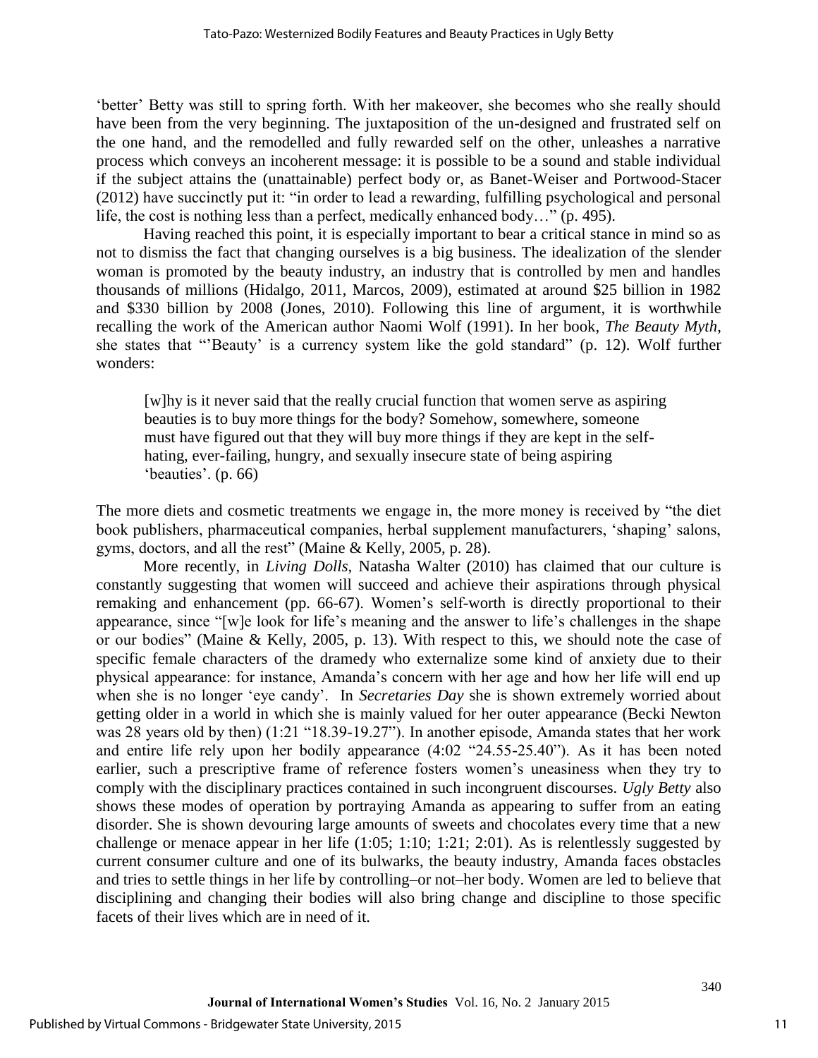'better' Betty was still to spring forth. With her makeover, she becomes who she really should have been from the very beginning. The juxtaposition of the un-designed and frustrated self on the one hand, and the remodelled and fully rewarded self on the other, unleashes a narrative process which conveys an incoherent message: it is possible to be a sound and stable individual if the subject attains the (unattainable) perfect body or, as Banet-Weiser and Portwood-Stacer (2012) have succinctly put it: "in order to lead a rewarding, fulfilling psychological and personal life, the cost is nothing less than a perfect, medically enhanced body…" (p. 495).

Having reached this point, it is especially important to bear a critical stance in mind so as not to dismiss the fact that changing ourselves is a big business. The idealization of the slender woman is promoted by the beauty industry, an industry that is controlled by men and handles thousands of millions (Hidalgo, 2011, Marcos, 2009), estimated at around \$25 billion in 1982 and \$330 billion by 2008 (Jones, 2010). Following this line of argument, it is worthwhile recalling the work of the American author Naomi Wolf (1991). In her book, *The Beauty Myth*, she states that "'Beauty' is a currency system like the gold standard" (p. 12). Wolf further wonders:

> [w]hy is it never said that the really crucial function that women serve as aspiring beauties is to buy more things for the body? Somehow, somewhere, someone must have figured out that they will buy more things if they are kept in the self-hating, ever-failing, hungry, and sexually insecure state of being aspiring 'beauties'. (p. 66)

The more diets and cosmetic treatments we engage in, the more money is received by "the diet book publishers, pharmaceutical companies, herbal supplement manufacturers, 'shaping' salons, gyms, doctors, and all the rest" (Maine & Kelly, 2005, p. 28).

More recently, in *Living Dolls*, Natasha Walter (2010) has claimed that our culture is constantly suggesting that women will succeed and achieve their aspirations through physical remaking and enhancement (pp. 66-67). Women's self-worth is directly proportional to their appearance, since "[w]e look for life's meaning and the answer to life's challenges in the shape or our bodies" (Maine & Kelly, 2005, p. 13). With respect to this, we should note the case of specific female characters of the dramedy who externalize some kind of anxiety due to their physical appearance: for instance, Amanda's concern with her age and how her life will end up when she is no longer 'eye candy'. In *Secretaries Day* she is shown extremely worried about getting older in a world in which she is mainly valued for her outer appearance (Becki Newton was 28 years old by then) (1:21 "18.39-19.27"). In another episode, Amanda states that her work and entire life rely upon her bodily appearance (4:02 "24.55-25.40"). As it has been noted earlier, such a prescriptive frame of reference fosters women's uneasiness when they try to comply with the disciplinary practices contained in such incongruent discourses. *Ugly Betty* also shows these modes of operation by portraying Amanda as appearing to suffer from an eating disorder. She is shown devouring large amounts of sweets and chocolates every time that a new challenge or menace appear in her life (1:05; 1:10; 1:21; 2:01). As is relentlessly suggested by current consumer culture and one of its bulwarks, the beauty industry, Amanda faces obstacles and tries to settle things in her life by controlling–or not–her body. Women are led to believe that disciplining and changing their bodies will also bring change and discipline to those specific facets of their lives which are in need of it.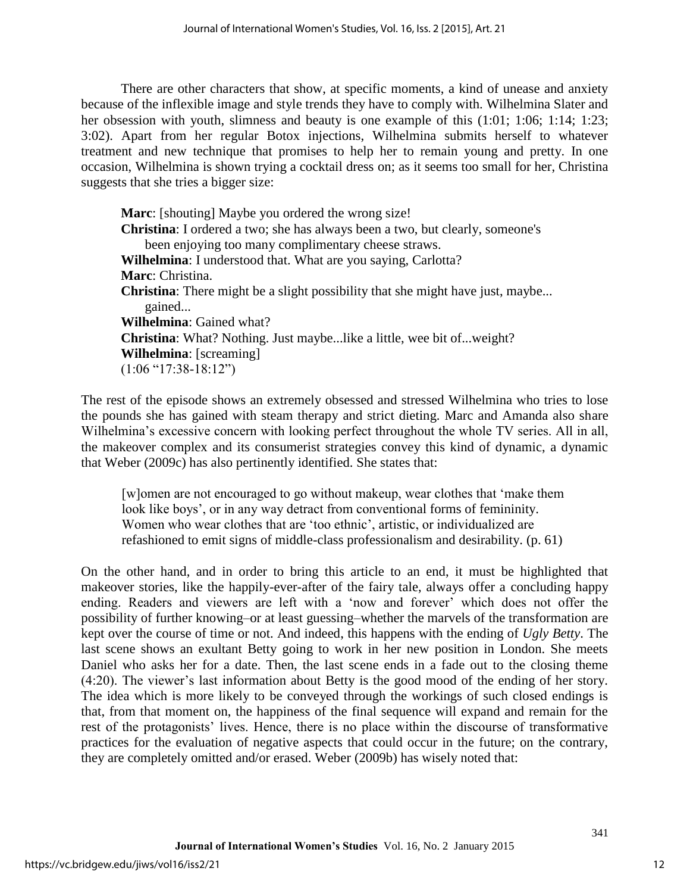There are other characters that show, at specific moments, a kind of unease and anxiety because of the inflexible image and style trends they have to comply with. Wilhelmina Slater and her obsession with youth, slimness and beauty is one example of this (1:01; 1:06; 1:14; 1:23; 3:02). Apart from her regular Botox injections, Wilhelmina submits herself to whatever treatment and new technique that promises to help her to remain young and pretty. In one occasion, Wilhelmina is shown trying a cocktail dress on; as it seems too small for her, Christina suggests that she tries a bigger size:

> **Marc**: [shouting] Maybe you ordered the wrong size!
> **Christina**: I ordered a two; she has always been a two, but clearly, someone's been enjoying too many complimentary cheese straws.
> **Wilhelmina**: I understood that. What are you saying, Carlotta?
> **Marc**: Christina.
> **Christina**: There might be a slight possibility that she might have just, maybe... gained...
> **Wilhelmina**: Gained what?
> **Christina**: What? Nothing. Just maybe...like a little, wee bit of...weight?
> **Wilhelmina**: [screaming]
> (1:06 "17:38-18:12")

The rest of the episode shows an extremely obsessed and stressed Wilhelmina who tries to lose the pounds she has gained with steam therapy and strict dieting. Marc and Amanda also share Wilhelmina's excessive concern with looking perfect throughout the whole TV series. All in all, the makeover complex and its consumerist strategies convey this kind of dynamic, a dynamic that Weber (2009c) has also pertinently identified. She states that:

> [w]omen are not encouraged to go without makeup, wear clothes that 'make them look like boys', or in any way detract from conventional forms of femininity. Women who wear clothes that are 'too ethnic', artistic, or individualized are refashioned to emit signs of middle-class professionalism and desirability. (p. 61)

On the other hand, and in order to bring this article to an end, it must be highlighted that makeover stories, like the happily-ever-after of the fairy tale, always offer a concluding happy ending. Readers and viewers are left with a 'now and forever' which does not offer the possibility of further knowing–or at least guessing–whether the marvels of the transformation are kept over the course of time or not. And indeed, this happens with the ending of *Ugly Betty*. The last scene shows an exultant Betty going to work in her new position in London. She meets Daniel who asks her for a date. Then, the last scene ends in a fade out to the closing theme (4:20). The viewer's last information about Betty is the good mood of the ending of her story. The idea which is more likely to be conveyed through the workings of such closed endings is that, from that moment on, the happiness of the final sequence will expand and remain for the rest of the protagonists' lives. Hence, there is no place within the discourse of transformative practices for the evaluation of negative aspects that could occur in the future; on the contrary, they are completely omitted and/or erased. Weber (2009b) has wisely noted that: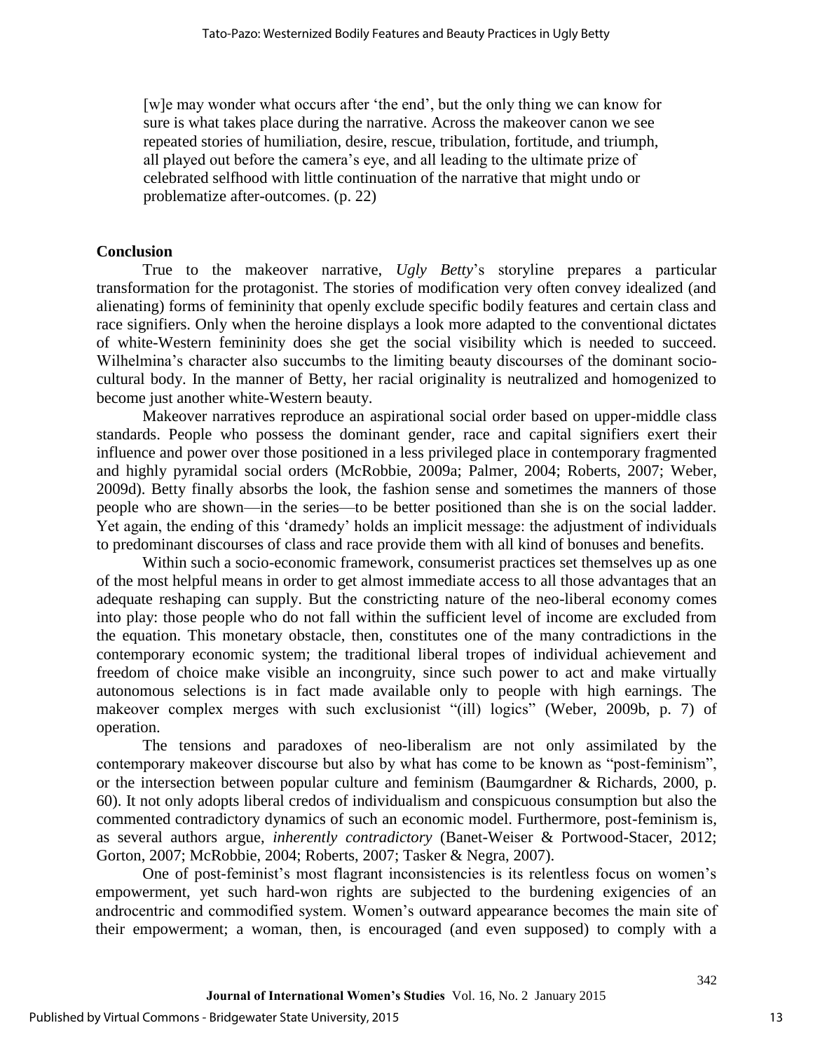> [w]e may wonder what occurs after 'the end', but the only thing we can know for sure is what takes place during the narrative. Across the makeover canon we see repeated stories of humiliation, desire, rescue, tribulation, fortitude, and triumph, all played out before the camera's eye, and all leading to the ultimate prize of celebrated selfhood with little continuation of the narrative that might undo or problematize after-outcomes. (p. 22)

## Conclusion

True to the makeover narrative, *Ugly Betty*'s storyline prepares a particular transformation for the protagonist. The stories of modification very often convey idealized (and alienating) forms of femininity that openly exclude specific bodily features and certain class and race signifiers. Only when the heroine displays a look more adapted to the conventional dictates of white-Western femininity does she get the social visibility which is needed to succeed. Wilhelmina's character also succumbs to the limiting beauty discourses of the dominant socio-cultural body. In the manner of Betty, her racial originality is neutralized and homogenized to become just another white-Western beauty.

Makeover narratives reproduce an aspirational social order based on upper-middle class standards. People who possess the dominant gender, race and capital signifiers exert their influence and power over those positioned in a less privileged place in contemporary fragmented and highly pyramidal social orders (McRobbie, 2009a; Palmer, 2004; Roberts, 2007; Weber, 2009d). Betty finally absorbs the look, the fashion sense and sometimes the manners of those people who are shown—in the series—to be better positioned than she is on the social ladder. Yet again, the ending of this 'dramedy' holds an implicit message: the adjustment of individuals to predominant discourses of class and race provide them with all kind of bonuses and benefits.

Within such a socio-economic framework, consumerist practices set themselves up as one of the most helpful means in order to get almost immediate access to all those advantages that an adequate reshaping can supply. But the constricting nature of the neo-liberal economy comes into play: those people who do not fall within the sufficient level of income are excluded from the equation. This monetary obstacle, then, constitutes one of the many contradictions in the contemporary economic system; the traditional liberal tropes of individual achievement and freedom of choice make visible an incongruity, since such power to act and make virtually autonomous selections is in fact made available only to people with high earnings. The makeover complex merges with such exclusionist "(ill) logics" (Weber, 2009b, p. 7) of operation.

The tensions and paradoxes of neo-liberalism are not only assimilated by the contemporary makeover discourse but also by what has come to be known as "post-feminism", or the intersection between popular culture and feminism (Baumgardner & Richards, 2000, p. 60). It not only adopts liberal credos of individualism and conspicuous consumption but also the commented contradictory dynamics of such an economic model. Furthermore, post-feminism is, as several authors argue, *inherently contradictory* (Banet-Weiser & Portwood-Stacer, 2012; Gorton, 2007; McRobbie, 2004; Roberts, 2007; Tasker & Negra, 2007).

One of post-feminist's most flagrant inconsistencies is its relentless focus on women's empowerment, yet such hard-won rights are subjected to the burdening exigencies of an androcentric and commodified system. Women's outward appearance becomes the main site of their empowerment; a woman, then, is encouraged (and even supposed) to comply with a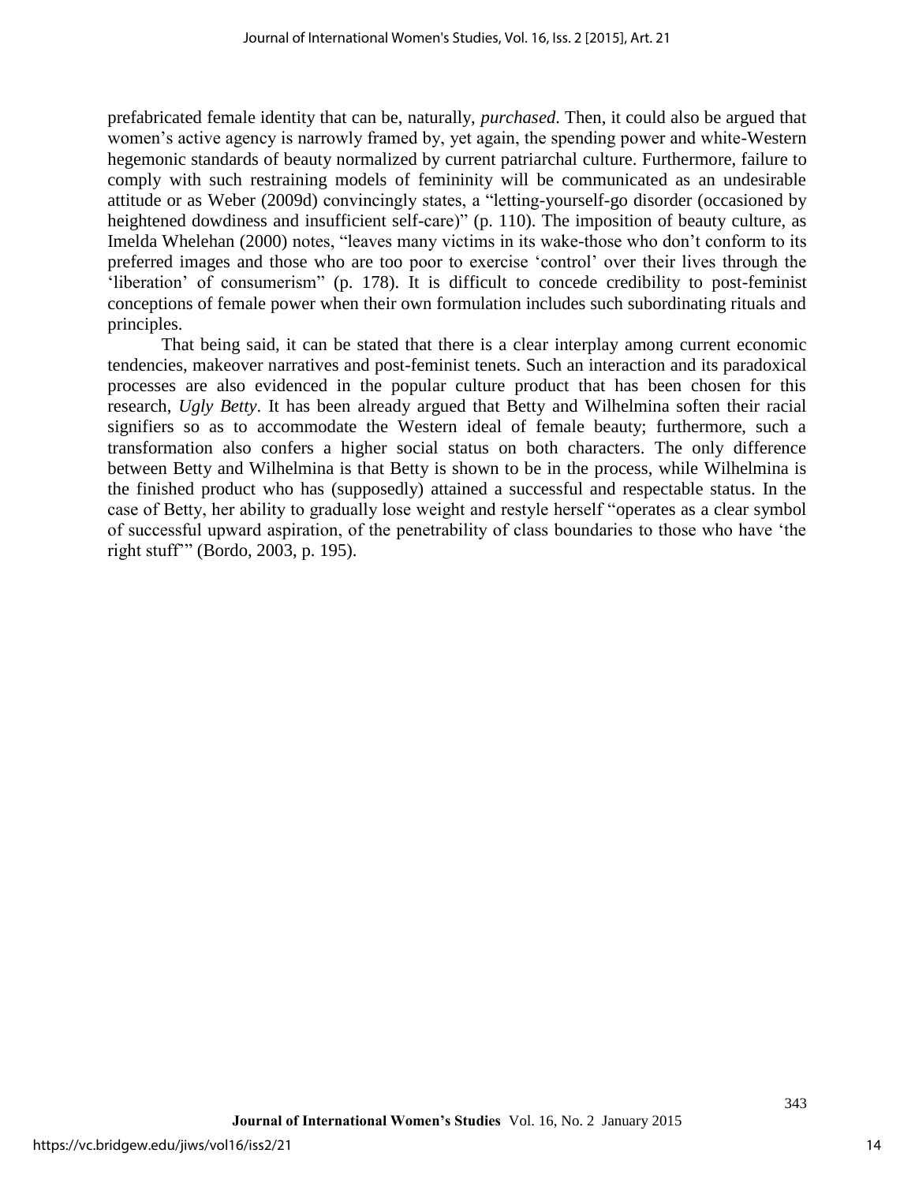prefabricated female identity that can be, naturally, *purchased*. Then, it could also be argued that women's active agency is narrowly framed by, yet again, the spending power and white-Western hegemonic standards of beauty normalized by current patriarchal culture. Furthermore, failure to comply with such restraining models of femininity will be communicated as an undesirable attitude or as Weber (2009d) convincingly states, a "letting-yourself-go disorder (occasioned by heightened dowdiness and insufficient self-care)" (p. 110). The imposition of beauty culture, as Imelda Whelehan (2000) notes, "leaves many victims in its wake-those who don't conform to its preferred images and those who are too poor to exercise 'control' over their lives through the 'liberation' of consumerism" (p. 178). It is difficult to concede credibility to post-feminist conceptions of female power when their own formulation includes such subordinating rituals and principles.

That being said, it can be stated that there is a clear interplay among current economic tendencies, makeover narratives and post-feminist tenets. Such an interaction and its paradoxical processes are also evidenced in the popular culture product that has been chosen for this research, *Ugly Betty*. It has been already argued that Betty and Wilhelmina soften their racial signifiers so as to accommodate the Western ideal of female beauty; furthermore, such a transformation also confers a higher social status on both characters. The only difference between Betty and Wilhelmina is that Betty is shown to be in the process, while Wilhelmina is the finished product who has (supposedly) attained a successful and respectable status. In the case of Betty, her ability to gradually lose weight and restyle herself "operates as a clear symbol of successful upward aspiration, of the penetrability of class boundaries to those who have 'the right stuff'" (Bordo, 2003, p. 195).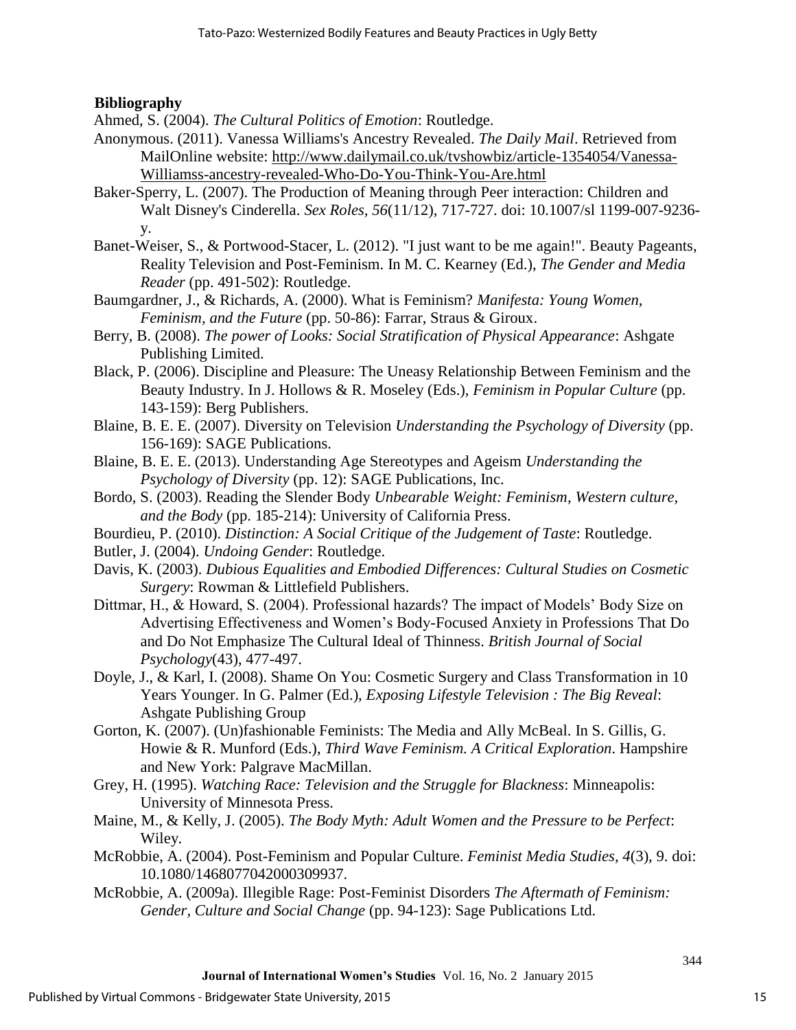**Bibliography**

Ahmed, S. (2004). *The Cultural Politics of Emotion*: Routledge.

Anonymous. (2011). Vanessa Williams's Ancestry Revealed. *The Daily Mail*. Retrieved from MailOnline website: http://www.dailymail.co.uk/tvshowbiz/article-1354054/Vanessa-Williamss-ancestry-revealed-Who-Do-You-Think-You-Are.html

Baker-Sperry, L. (2007). The Production of Meaning through Peer interaction: Children and Walt Disney's Cinderella. *Sex Roles, 56*(11/12), 717-727. doi: 10.1007/sl 1199-007-9236-y.

Banet-Weiser, S., & Portwood-Stacer, L. (2012). "I just want to be me again!". Beauty Pageants, Reality Television and Post-Feminism. In M. C. Kearney (Ed.), *The Gender and Media Reader* (pp. 491-502): Routledge.

Baumgardner, J., & Richards, A. (2000). What is Feminism? *Manifesta: Young Women, Feminism, and the Future* (pp. 50-86): Farrar, Straus & Giroux.

Berry, B. (2008). *The power of Looks: Social Stratification of Physical Appearance*: Ashgate Publishing Limited.

Black, P. (2006). Discipline and Pleasure: The Uneasy Relationship Between Feminism and the Beauty Industry. In J. Hollows & R. Moseley (Eds.), *Feminism in Popular Culture* (pp. 143-159): Berg Publishers.

Blaine, B. E. E. (2007). Diversity on Television *Understanding the Psychology of Diversity* (pp. 156-169): SAGE Publications.

Blaine, B. E. E. (2013). Understanding Age Stereotypes and Ageism *Understanding the Psychology of Diversity* (pp. 12): SAGE Publications, Inc.

Bordo, S. (2003). Reading the Slender Body *Unbearable Weight: Feminism, Western culture, and the Body* (pp. 185-214): University of California Press.

Bourdieu, P. (2010). *Distinction: A Social Critique of the Judgement of Taste*: Routledge.

Butler, J. (2004). *Undoing Gender*: Routledge.

Davis, K. (2003). *Dubious Equalities and Embodied Differences: Cultural Studies on Cosmetic Surgery*: Rowman & Littlefield Publishers.

Dittmar, H., & Howard, S. (2004). Professional hazards? The impact of Models' Body Size on Advertising Effectiveness and Women's Body-Focused Anxiety in Professions That Do and Do Not Emphasize The Cultural Ideal of Thinness. *British Journal of Social Psychology*(43), 477-497.

Doyle, J., & Karl, I. (2008). Shame On You: Cosmetic Surgery and Class Transformation in 10 Years Younger. In G. Palmer (Ed.), *Exposing Lifestyle Television : The Big Reveal*: Ashgate Publishing Group

Gorton, K. (2007). (Un)fashionable Feminists: The Media and Ally McBeal. In S. Gillis, G. Howie & R. Munford (Eds.), *Third Wave Feminism. A Critical Exploration*. Hampshire and New York: Palgrave MacMillan.

Grey, H. (1995). *Watching Race: Television and the Struggle for Blackness*: Minneapolis: University of Minnesota Press.

Maine, M., & Kelly, J. (2005). *The Body Myth: Adult Women and the Pressure to be Perfect*: Wiley.

McRobbie, A. (2004). Post-Feminism and Popular Culture. *Feminist Media Studies, 4*(3), 9. doi: 10.1080/1468077042000309937.

McRobbie, A. (2009a). Illegible Rage: Post-Feminist Disorders *The Aftermath of Feminism: Gender, Culture and Social Change* (pp. 94-123): Sage Publications Ltd.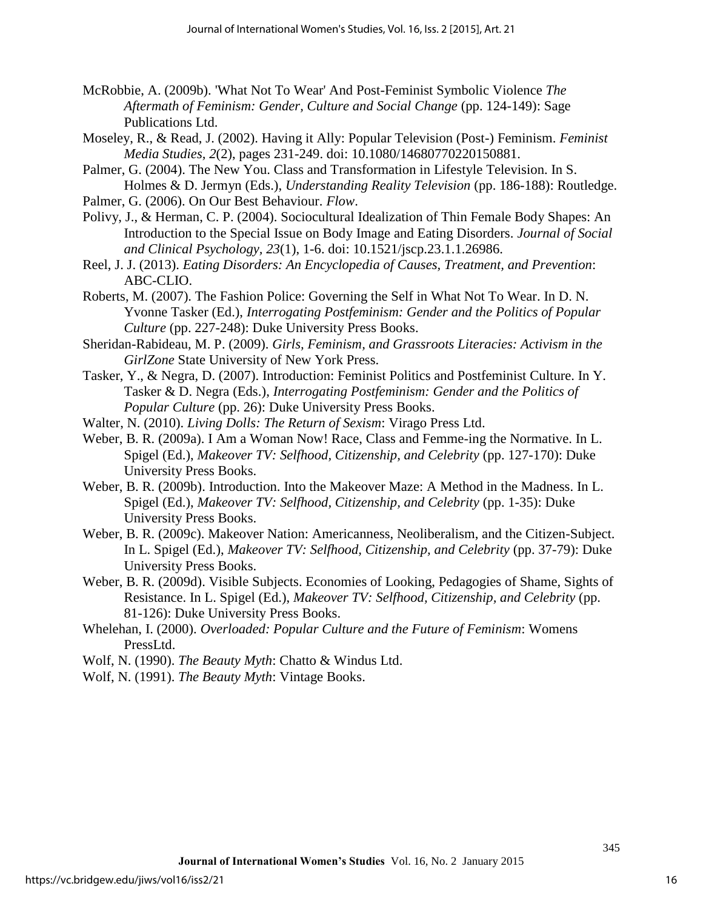McRobbie, A. (2009b). 'What Not To Wear' And Post-Feminist Symbolic Violence *The Aftermath of Feminism: Gender, Culture and Social Change* (pp. 124-149): Sage Publications Ltd.

Moseley, R., & Read, J. (2002). Having it Ally: Popular Television (Post-) Feminism. *Feminist Media Studies, 2*(2), pages 231-249. doi: 10.1080/14680770220150881.

Palmer, G. (2004). The New You. Class and Transformation in Lifestyle Television. In S. Holmes & D. Jermyn (Eds.), *Understanding Reality Television* (pp. 186-188): Routledge.

Palmer, G. (2006). On Our Best Behaviour. *Flow*.

Polivy, J., & Herman, C. P. (2004). Sociocultural Idealization of Thin Female Body Shapes: An Introduction to the Special Issue on Body Image and Eating Disorders. *Journal of Social and Clinical Psychology, 23*(1), 1-6. doi: 10.1521/jscp.23.1.1.26986.

Reel, J. J. (2013). *Eating Disorders: An Encyclopedia of Causes, Treatment, and Prevention*: ABC-CLIO.

Roberts, M. (2007). The Fashion Police: Governing the Self in What Not To Wear. In D. N. Yvonne Tasker (Ed.), *Interrogating Postfeminism: Gender and the Politics of Popular Culture* (pp. 227-248): Duke University Press Books.

Sheridan-Rabideau, M. P. (2009). *Girls, Feminism, and Grassroots Literacies: Activism in the GirlZone* State University of New York Press.

Tasker, Y., & Negra, D. (2007). Introduction: Feminist Politics and Postfeminist Culture. In Y. Tasker & D. Negra (Eds.), *Interrogating Postfeminism: Gender and the Politics of Popular Culture* (pp. 26): Duke University Press Books.

Walter, N. (2010). *Living Dolls: The Return of Sexism*: Virago Press Ltd.

Weber, B. R. (2009a). I Am a Woman Now! Race, Class and Femme-ing the Normative. In L. Spigel (Ed.), *Makeover TV: Selfhood, Citizenship, and Celebrity* (pp. 127-170): Duke University Press Books.

Weber, B. R. (2009b). Introduction. Into the Makeover Maze: A Method in the Madness. In L. Spigel (Ed.), *Makeover TV: Selfhood, Citizenship, and Celebrity* (pp. 1-35): Duke University Press Books.

Weber, B. R. (2009c). Makeover Nation: Americanness, Neoliberalism, and the Citizen-Subject. In L. Spigel (Ed.), *Makeover TV: Selfhood, Citizenship, and Celebrity* (pp. 37-79): Duke University Press Books.

Weber, B. R. (2009d). Visible Subjects. Economies of Looking, Pedagogies of Shame, Sights of Resistance. In L. Spigel (Ed.), *Makeover TV: Selfhood, Citizenship, and Celebrity* (pp. 81-126): Duke University Press Books.

Whelehan, I. (2000). *Overloaded: Popular Culture and the Future of Feminism*: Womens PressLtd.

Wolf, N. (1990). *The Beauty Myth*: Chatto & Windus Ltd.

Wolf, N. (1991). *The Beauty Myth*: Vintage Books.